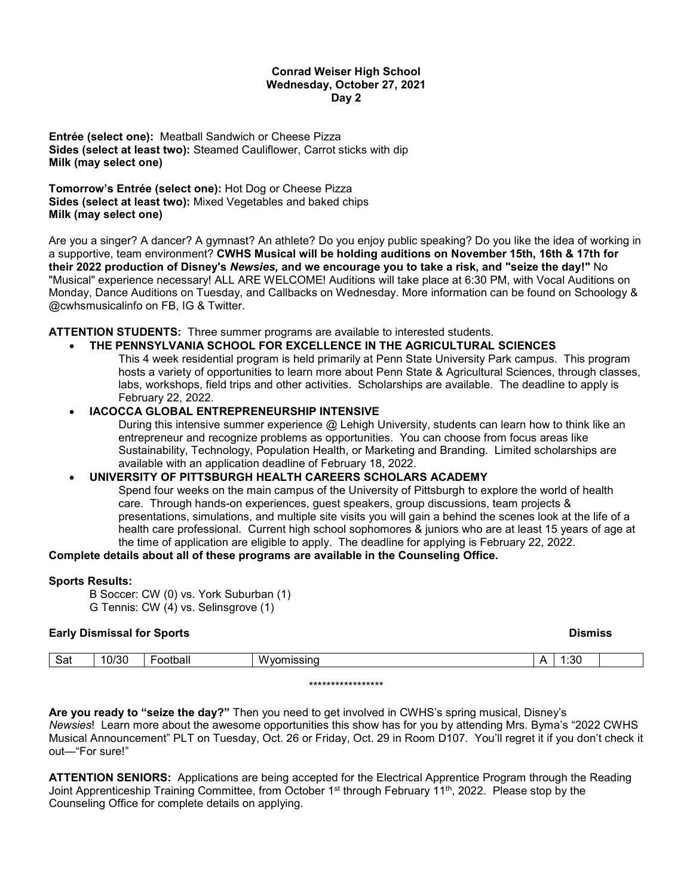**Conrad Weiser High School**
**Wednesday, October 27, 2021**
**Day 2**

**Entrée (select one):** Meatball Sandwich or Cheese Pizza
**Sides (select at least two):** Steamed Cauliflower, Carrot sticks with dip
**Milk (may select one)**

**Tomorrow's Entrée (select one):** Hot Dog or Cheese Pizza
**Sides (select at least two):** Mixed Vegetables and baked chips
**Milk (may select one)**

Are you a singer? A dancer? A gymnast? An athlete? Do you enjoy public speaking? Do you like the idea of working in a supportive, team environment? **CWHS Musical will be holding auditions on November 15th, 16th & 17th for their 2022 production of Disney's *Newsies,* and we encourage you to take a risk, and "seize the day!"** No "Musical" experience necessary! ALL ARE WELCOME! Auditions will take place at 6:30 PM, with Vocal Auditions on Monday, Dance Auditions on Tuesday, and Callbacks on Wednesday. More information can be found on Schoology & @cwhsmusicalinfo on FB, IG & Twitter.

**ATTENTION STUDENTS:** Three summer programs are available to interested students.

- **THE PENNSYLVANIA SCHOOL FOR EXCELLENCE IN THE AGRICULTURAL SCIENCES**
  This 4 week residential program is held primarily at Penn State University Park campus. This program hosts a variety of opportunities to learn more about Penn State & Agricultural Sciences, through classes, labs, workshops, field trips and other activities. Scholarships are available. The deadline to apply is February 22, 2022.
- **IACOCCA GLOBAL ENTREPRENEURSHIP INTENSIVE**
  During this intensive summer experience @ Lehigh University, students can learn how to think like an entrepreneur and recognize problems as opportunities. You can choose from focus areas like Sustainability, Technology, Population Health, or Marketing and Branding. Limited scholarships are available with an application deadline of February 18, 2022.
- **UNIVERSITY OF PITTSBURGH HEALTH CAREERS SCHOLARS ACADEMY**
  Spend four weeks on the main campus of the University of Pittsburgh to explore the world of health care. Through hands-on experiences, guest speakers, group discussions, team projects & presentations, simulations, and multiple site visits you will gain a behind the scenes look at the life of a health care professional. Current high school sophomores & juniors who are at least 15 years of age at the time of application are eligible to apply. The deadline for applying is February 22, 2022.

**Complete details about all of these programs are available in the Counseling Office.**

**Sports Results:**

B Soccer: CW (0) vs. York Suburban (1)
G Tennis: CW (4) vs. Selinsgrove (1)

**Early Dismissal for Sports** **Dismiss**

| | | | | | | |
|---|---|---|---|---|---|---|
| Sat | 10/30 | Football | Wyomissing | A | 1:30 | |

\*\*\*\*\*\*\*\*\*\*\*\*\*\*\*\*\*

**Are you ready to "seize the day?"** Then you need to get involved in CWHS's spring musical, Disney's *Newsies*! Learn more about the awesome opportunities this show has for you by attending Mrs. Byma's "2022 CWHS Musical Announcement" PLT on Tuesday, Oct. 26 or Friday, Oct. 29 in Room D107. You'll regret it if you don't check it out—"For sure!"

**ATTENTION SENIORS:** Applications are being accepted for the Electrical Apprentice Program through the Reading Joint Apprenticeship Training Committee, from October 1st through February 11th, 2022. Please stop by the Counseling Office for complete details on applying.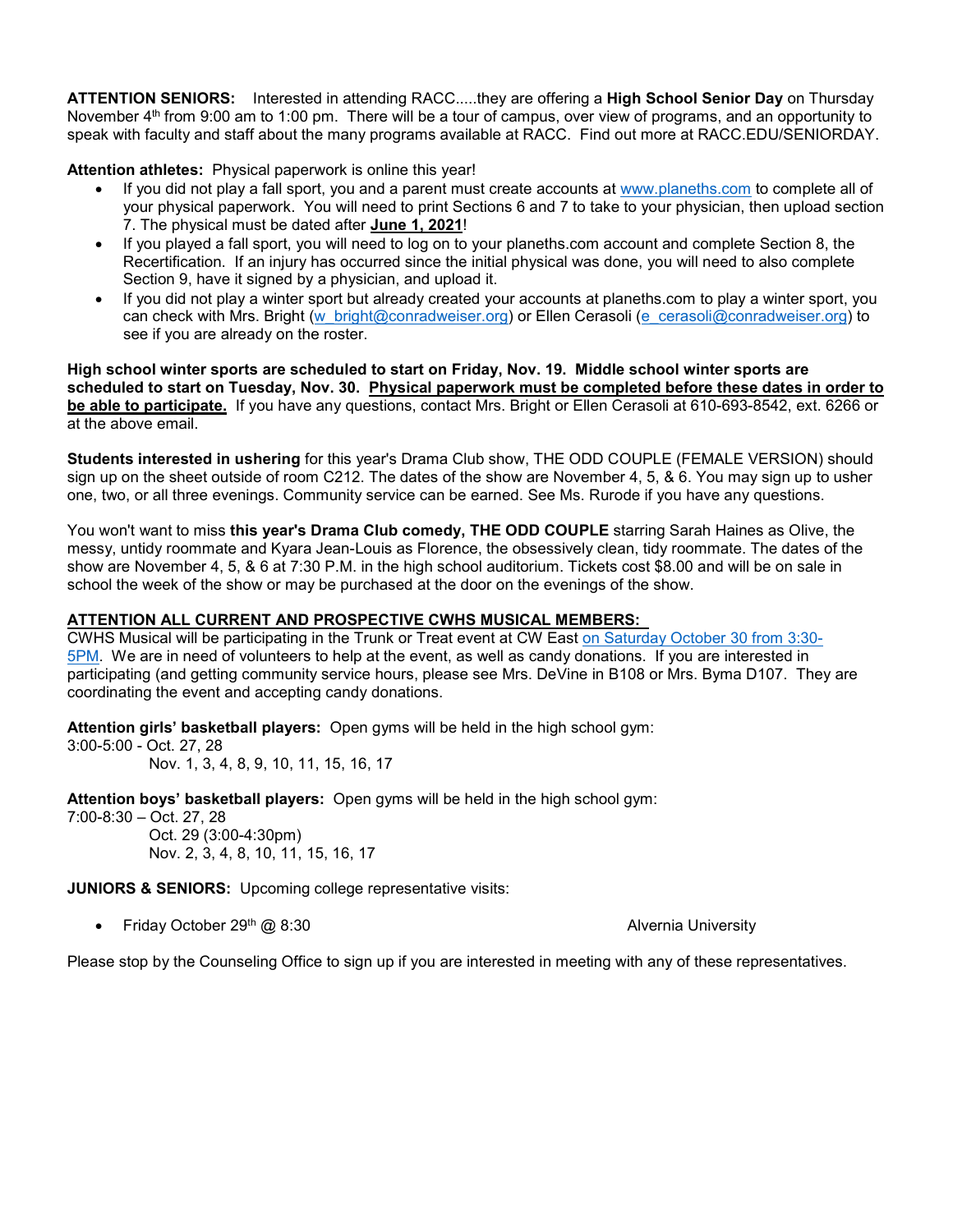**ATTENTION SENIORS:** Interested in attending RACC.....they are offering a **High School Senior Day** on Thursday November 4th from 9:00 am to 1:00 pm. There will be a tour of campus, over view of programs, and an opportunity to speak with faculty and staff about the many programs available at RACC. Find out more at RACC.EDU/SENIORDAY.

**Attention athletes:** Physical paperwork is online this year!

- If you did not play a fall sport, you and a parent must create accounts at www.planeths.com to complete all of your physical paperwork. You will need to print Sections 6 and 7 to take to your physician, then upload section 7. The physical must be dated after **June 1, 2021**!
- If you played a fall sport, you will need to log on to your planeths.com account and complete Section 8, the Recertification. If an injury has occurred since the initial physical was done, you will need to also complete Section 9, have it signed by a physician, and upload it.
- If you did not play a winter sport but already created your accounts at planeths.com to play a winter sport, you can check with Mrs. Bright (w_bright@conradweiser.org) or Ellen Cerasoli (e_cerasoli@conradweiser.org) to see if you are already on the roster.

**High school winter sports are scheduled to start on Friday, Nov. 19. Middle school winter sports are scheduled to start on Tuesday, Nov. 30. Physical paperwork must be completed before these dates in order to be able to participate.** If you have any questions, contact Mrs. Bright or Ellen Cerasoli at 610-693-8542, ext. 6266 or at the above email.

**Students interested in ushering** for this year's Drama Club show, THE ODD COUPLE (FEMALE VERSION) should sign up on the sheet outside of room C212. The dates of the show are November 4, 5, & 6. You may sign up to usher one, two, or all three evenings. Community service can be earned. See Ms. Rurode if you have any questions.

You won't want to miss **this year's Drama Club comedy, THE ODD COUPLE** starring Sarah Haines as Olive, the messy, untidy roommate and Kyara Jean-Louis as Florence, the obsessively clean, tidy roommate. The dates of the show are November 4, 5, & 6 at 7:30 P.M. in the high school auditorium. Tickets cost $8.00 and will be on sale in school the week of the show or may be purchased at the door on the evenings of the show.

**ATTENTION ALL CURRENT AND PROSPECTIVE CWHS MUSICAL MEMBERS:**

CWHS Musical will be participating in the Trunk or Treat event at CW East on Saturday October 30 from 3:30-5PM. We are in need of volunteers to help at the event, as well as candy donations. If you are interested in participating (and getting community service hours, please see Mrs. DeVine in B108 or Mrs. Byma D107. They are coordinating the event and accepting candy donations.

**Attention girls' basketball players:** Open gyms will be held in the high school gym:

3:00-5:00 - Oct. 27, 28
Nov. 1, 3, 4, 8, 9, 10, 11, 15, 16, 17

**Attention boys' basketball players:** Open gyms will be held in the high school gym:

7:00-8:30 – Oct. 27, 28
Oct. 29 (3:00-4:30pm)
Nov. 2, 3, 4, 8, 10, 11, 15, 16, 17

**JUNIORS & SENIORS:** Upcoming college representative visits:

- Friday October 29th @ 8:30 Alvernia University

Please stop by the Counseling Office to sign up if you are interested in meeting with any of these representatives.